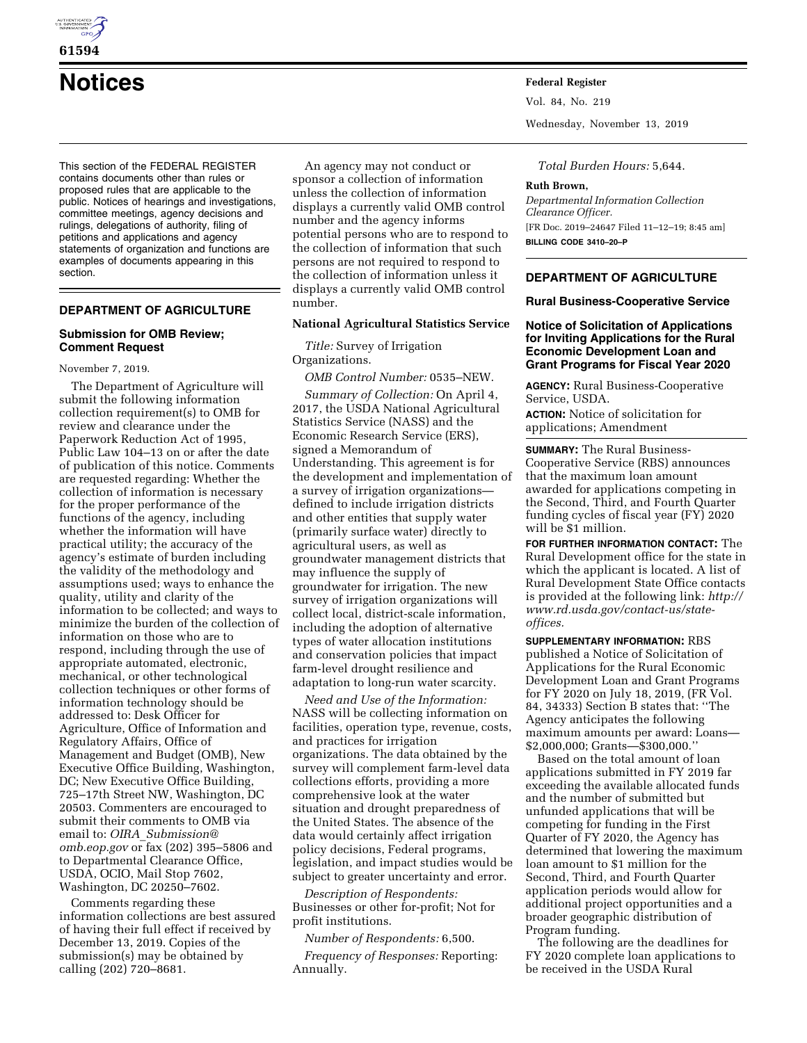# Notices

This section of the FEDERAL REGISTER contains documents other than rules or proposed rules that are applicable to the public. Notices of hearings and investigations, committee meetings, agency decisions and rulings, delegations of authority, filing of petitions and applications and agency statements of organization and functions are examples of documents appearing in this section.

## DEPARTMENT OF AGRICULTURE

### Submission for OMB Review; Comment Request

November 7, 2019.

The Department of Agriculture will submit the following information collection requirement(s) to OMB for review and clearance under the Paperwork Reduction Act of 1995, Public Law 104–13 on or after the date of publication of this notice. Comments are requested regarding: Whether the collection of information is necessary for the proper performance of the functions of the agency, including whether the information will have practical utility; the accuracy of the agency's estimate of burden including the validity of the methodology and assumptions used; ways to enhance the quality, utility and clarity of the information to be collected; and ways to minimize the burden of the collection of information on those who are to respond, including through the use of appropriate automated, electronic, mechanical, or other technological collection techniques or other forms of information technology should be addressed to: Desk Officer for Agriculture, Office of Information and Regulatory Affairs, Office of Management and Budget (OMB), New Executive Office Building, Washington, DC; New Executive Office Building, 725–17th Street NW, Washington, DC 20503. Commenters are encouraged to submit their comments to OMB via email to: *OIRA_Submission@omb.eop.gov* or fax (202) 395–5806 and to Departmental Clearance Office, USDA, OCIO, Mail Stop 7602, Washington, DC 20250–7602.

Comments regarding these information collections are best assured of having their full effect if received by December 13, 2019. Copies of the submission(s) may be obtained by calling (202) 720–8681.

An agency may not conduct or sponsor a collection of information unless the collection of information displays a currently valid OMB control number and the agency informs potential persons who are to respond to the collection of information that such persons are not required to respond to the collection of information unless it displays a currently valid OMB control number.

**National Agricultural Statistics Service**

*Title:* Survey of Irrigation Organizations.

*OMB Control Number:* 0535–NEW.

*Summary of Collection:* On April 4, 2017, the USDA National Agricultural Statistics Service (NASS) and the Economic Research Service (ERS), signed a Memorandum of Understanding. This agreement is for the development and implementation of a survey of irrigation organizations—defined to include irrigation districts and other entities that supply water (primarily surface water) directly to agricultural users, as well as groundwater management districts that may influence the supply of groundwater for irrigation. The new survey of irrigation organizations will collect local, district-scale information, including the adoption of alternative types of water allocation institutions and conservation policies that impact farm-level drought resilience and adaptation to long-run water scarcity.

*Need and Use of the Information:* NASS will be collecting information on facilities, operation type, revenue, costs, and practices for irrigation organizations. The data obtained by the survey will complement farm-level data collections efforts, providing a more comprehensive look at the water situation and drought preparedness of the United States. The absence of the data would certainly affect irrigation policy decisions, Federal programs, legislation, and impact studies would be subject to greater uncertainty and error.

*Description of Respondents:* Businesses or other for-profit; Not for profit institutions.

*Number of Respondents:* 6,500.

*Frequency of Responses:* Reporting: Annually.

*Total Burden Hours:* 5,644.

**Ruth Brown,**

*Departmental Information Collection Clearance Officer.*

[FR Doc. 2019–24647 Filed 11–12–19; 8:45 am]

**BILLING CODE 3410–20–P**

## DEPARTMENT OF AGRICULTURE

### Rural Business-Cooperative Service

### Notice of Solicitation of Applications for Inviting Applications for the Rural Economic Development Loan and Grant Programs for Fiscal Year 2020

**AGENCY:** Rural Business-Cooperative Service, USDA.

**ACTION:** Notice of solicitation for applications; Amendment

**SUMMARY:** The Rural Business-Cooperative Service (RBS) announces that the maximum loan amount awarded for applications competing in the Second, Third, and Fourth Quarter funding cycles of fiscal year (FY) 2020 will be $1 million.

**FOR FURTHER INFORMATION CONTACT:** The Rural Development office for the state in which the applicant is located. A list of Rural Development State Office contacts is provided at the following link: *http://www.rd.usda.gov/contact-us/state-offices*.

**SUPPLEMENTARY INFORMATION:** RBS published a Notice of Solicitation of Applications for the Rural Economic Development Loan and Grant Programs for FY 2020 on July 18, 2019, (FR Vol. 84, 34333) Section B states that: ''The Agency anticipates the following maximum amounts per award: Loans—$2,000,000; Grants—$300,000.''

Based on the total amount of loan applications submitted in FY 2019 far exceeding the available allocated funds and the number of submitted but unfunded applications that will be competing for funding in the First Quarter of FY 2020, the Agency has determined that lowering the maximum loan amount to $1 million for the Second, Third, and Fourth Quarter application periods would allow for additional project opportunities and a broader geographic distribution of Program funding.

The following are the deadlines for FY 2020 complete loan applications to be received in the USDA Rural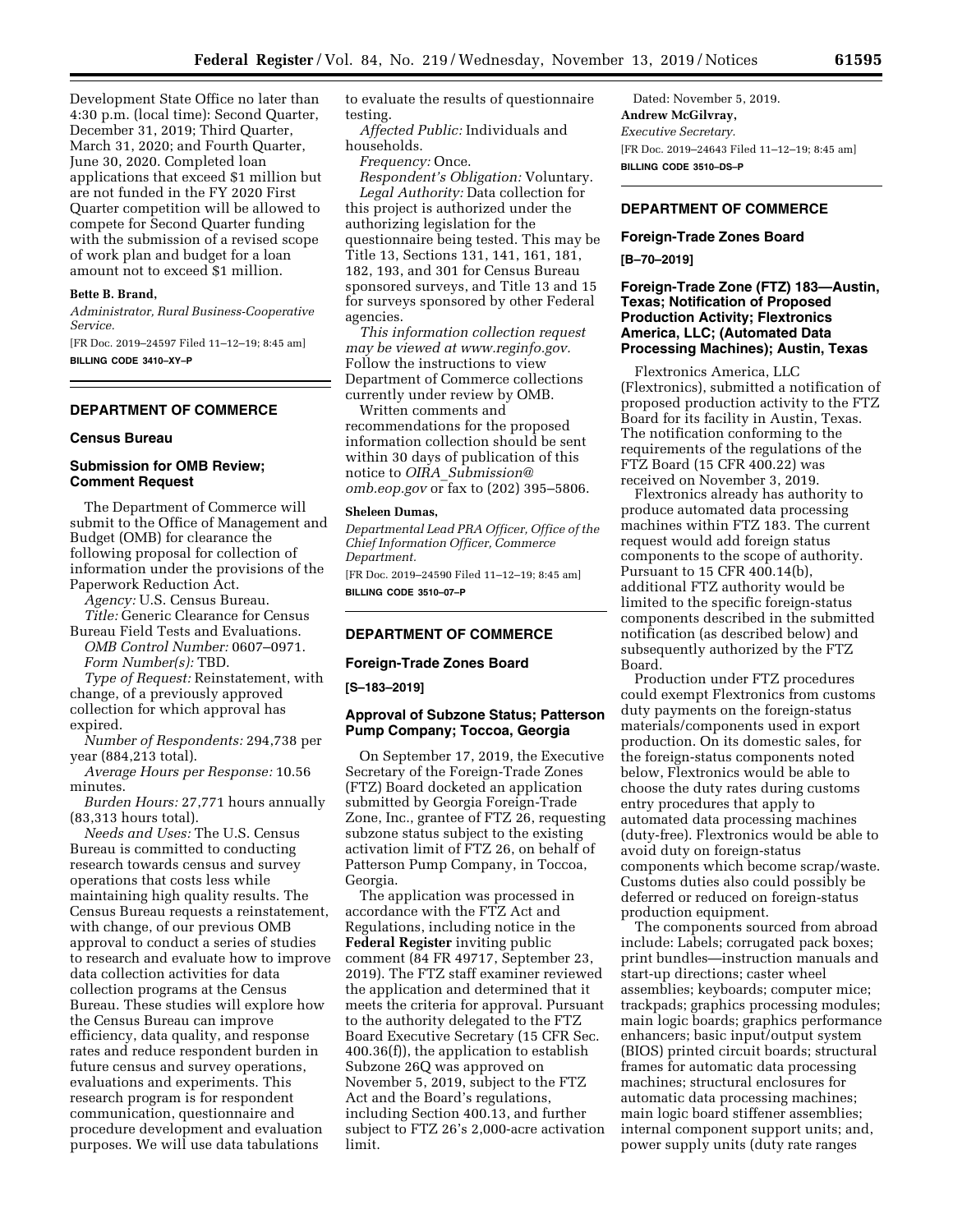Development State Office no later than 4:30 p.m. (local time): Second Quarter, December 31, 2019; Third Quarter, March 31, 2020; and Fourth Quarter, June 30, 2020. Completed loan applications that exceed $1 million but are not funded in the FY 2020 First Quarter competition will be allowed to compete for Second Quarter funding with the submission of a revised scope of work plan and budget for a loan amount not to exceed $1 million.

**Bette B. Brand,**

*Administrator, Rural Business-Cooperative Service.*

[FR Doc. 2019–24597 Filed 11–12–19; 8:45 am]

**BILLING CODE 3410–XY–P**

## DEPARTMENT OF COMMERCE

### Census Bureau

### Submission for OMB Review; Comment Request

The Department of Commerce will submit to the Office of Management and Budget (OMB) for clearance the following proposal for collection of information under the provisions of the Paperwork Reduction Act.

*Agency:* U.S. Census Bureau.

*Title:* Generic Clearance for Census Bureau Field Tests and Evaluations.

*OMB Control Number:* 0607–0971.

*Form Number(s):* TBD.

*Type of Request:* Reinstatement, with change, of a previously approved collection for which approval has expired.

*Number of Respondents:* 294,738 per year (884,213 total).

*Average Hours per Response:* 10.56 minutes.

*Burden Hours:* 27,771 hours annually (83,313 hours total).

*Needs and Uses:* The U.S. Census Bureau is committed to conducting research towards census and survey operations that costs less while maintaining high quality results. The Census Bureau requests a reinstatement, with change, of our previous OMB approval to conduct a series of studies to research and evaluate how to improve data collection activities for data collection programs at the Census Bureau. These studies will explore how the Census Bureau can improve efficiency, data quality, and response rates and reduce respondent burden in future census and survey operations, evaluations and experiments. This research program is for respondent communication, questionnaire and procedure development and evaluation purposes. We will use data tabulations to evaluate the results of questionnaire testing.

*Affected Public:* Individuals and households.

*Frequency:* Once.

*Respondent's Obligation:* Voluntary.

*Legal Authority:* Data collection for this project is authorized under the authorizing legislation for the questionnaire being tested. This may be Title 13, Sections 131, 141, 161, 181, 182, 193, and 301 for Census Bureau sponsored surveys, and Title 13 and 15 for surveys sponsored by other Federal agencies.

*This information collection request may be viewed at www.reginfo.gov.* Follow the instructions to view Department of Commerce collections currently under review by OMB.

Written comments and recommendations for the proposed information collection should be sent within 30 days of publication of this notice to *OIRA_Submission@omb.eop.gov* or fax to (202) 395–5806.

**Sheleen Dumas,**

*Departmental Lead PRA Officer, Office of the Chief Information Officer, Commerce Department.*

[FR Doc. 2019–24590 Filed 11–12–19; 8:45 am]

**BILLING CODE 3510–07–P**

## DEPARTMENT OF COMMERCE

### Foreign-Trade Zones Board

**[S–183–2019]**

### Approval of Subzone Status; Patterson Pump Company; Toccoa, Georgia

On September 17, 2019, the Executive Secretary of the Foreign-Trade Zones (FTZ) Board docketed an application submitted by Georgia Foreign-Trade Zone, Inc., grantee of FTZ 26, requesting subzone status subject to the existing activation limit of FTZ 26, on behalf of Patterson Pump Company, in Toccoa, Georgia.

The application was processed in accordance with the FTZ Act and Regulations, including notice in the **Federal Register** inviting public comment (84 FR 49717, September 23, 2019). The FTZ staff examiner reviewed the application and determined that it meets the criteria for approval. Pursuant to the authority delegated to the FTZ Board Executive Secretary (15 CFR Sec. 400.36(f)), the application to establish Subzone 26Q was approved on November 5, 2019, subject to the FTZ Act and the Board's regulations, including Section 400.13, and further subject to FTZ 26's 2,000-acre activation limit.

Dated: November 5, 2019.

**Andrew McGilvray,**

*Executive Secretary.*

[FR Doc. 2019–24643 Filed 11–12–19; 8:45 am]

**BILLING CODE 3510–DS–P**

## DEPARTMENT OF COMMERCE

### Foreign-Trade Zones Board

**[B–70–2019]**

### Foreign-Trade Zone (FTZ) 183—Austin, Texas; Notification of Proposed Production Activity; Flextronics America, LLC; (Automated Data Processing Machines); Austin, Texas

Flextronics America, LLC (Flextronics), submitted a notification of proposed production activity to the FTZ Board for its facility in Austin, Texas. The notification conforming to the requirements of the regulations of the FTZ Board (15 CFR 400.22) was received on November 3, 2019.

Flextronics already has authority to produce automated data processing machines within FTZ 183. The current request would add foreign status components to the scope of authority. Pursuant to 15 CFR 400.14(b), additional FTZ authority would be limited to the specific foreign-status components described in the submitted notification (as described below) and subsequently authorized by the FTZ Board.

Production under FTZ procedures could exempt Flextronics from customs duty payments on the foreign-status materials/components used in export production. On its domestic sales, for the foreign-status components noted below, Flextronics would be able to choose the duty rates during customs entry procedures that apply to automated data processing machines (duty-free). Flextronics would be able to avoid duty on foreign-status components which become scrap/waste. Customs duties also could possibly be deferred or reduced on foreign-status production equipment.

The components sourced from abroad include: Labels; corrugated pack boxes; print bundles—instruction manuals and start-up directions; caster wheel assemblies; keyboards; computer mice; trackpads; graphics processing modules; main logic boards; graphics performance enhancers; basic input/output system (BIOS) printed circuit boards; structural frames for automatic data processing machines; structural enclosures for automatic data processing machines; main logic board stiffener assemblies; internal component support units; and, power supply units (duty rate ranges